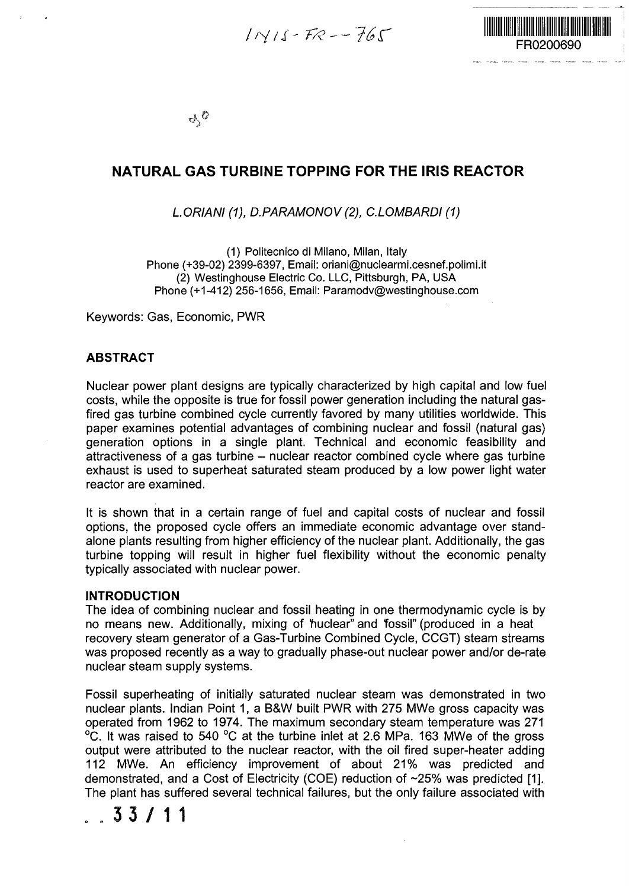# NATURAL GAS TURBINE TOPPING FOR THE IRIS REACTOR

*L.ORIANI (1), D.PARAMONOV (2), C.LOMBARDI (1)*

(1) Politecnico di Milano, Milan, Italy
Phone (+39-02) 2399-6397, Email: oriani@nuclearmi.cesnef.polimi.it
(2) Westinghouse Electric Co. LLC, Pittsburgh, PA, USA
Phone (+1-412) 256-1656, Email: Paramodv@westinghouse.com

Keywords: Gas, Economic, PWR

## ABSTRACT

Nuclear power plant designs are typically characterized by high capital and low fuel costs, while the opposite is true for fossil power generation including the natural gas-fired gas turbine combined cycle currently favored by many utilities worldwide. This paper examines potential advantages of combining nuclear and fossil (natural gas) generation options in a single plant. Technical and economic feasibility and attractiveness of a gas turbine – nuclear reactor combined cycle where gas turbine exhaust is used to superheat saturated steam produced by a low power light water reactor are examined.

It is shown that in a certain range of fuel and capital costs of nuclear and fossil options, the proposed cycle offers an immediate economic advantage over stand-alone plants resulting from higher efficiency of the nuclear plant. Additionally, the gas turbine topping will result in higher fuel flexibility without the economic penalty typically associated with nuclear power.

## INTRODUCTION

The idea of combining nuclear and fossil heating in one thermodynamic cycle is by no means new. Additionally, mixing of "nuclear" and "fossil" (produced in a heat recovery steam generator of a Gas-Turbine Combined Cycle, CCGT) steam streams was proposed recently as a way to gradually phase-out nuclear power and/or de-rate nuclear steam supply systems.

Fossil superheating of initially saturated nuclear steam was demonstrated in two nuclear plants. Indian Point 1, a B&W built PWR with 275 MWe gross capacity was operated from 1962 to 1974. The maximum secondary steam temperature was 271 °C. It was raised to 540 °C at the turbine inlet at 2.6 MPa. 163 MWe of the gross output were attributed to the nuclear reactor, with the oil fired super-heater adding 112 MWe. An efficiency improvement of about 21% was predicted and demonstrated, and a Cost of Electricity (COE) reduction of ~25% was predicted [1]. The plant has suffered several technical failures, but the only failure associated with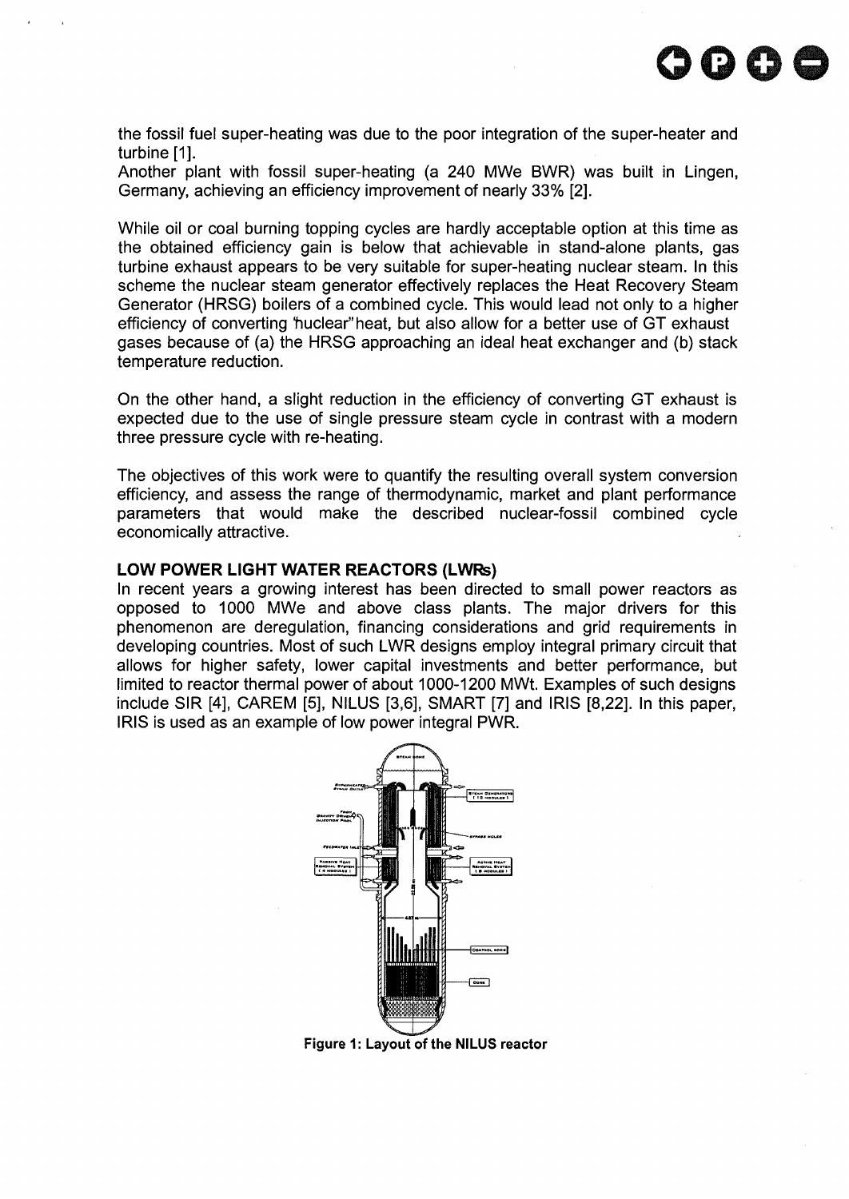the fossil fuel super-heating was due to the poor integration of the super-heater and turbine [1].

Another plant with fossil super-heating (a 240 MWe BWR) was built in Lingen, Germany, achieving an efficiency improvement of nearly 33% [2].

While oil or coal burning topping cycles are hardly acceptable option at this time as the obtained efficiency gain is below that achievable in stand-alone plants, gas turbine exhaust appears to be very suitable for super-heating nuclear steam. In this scheme the nuclear steam generator effectively replaces the Heat Recovery Steam Generator (HRSG) boilers of a combined cycle. This would lead not only to a higher efficiency of converting "nuclear" heat, but also allow for a better use of GT exhaust gases because of (a) the HRSG approaching an ideal heat exchanger and (b) stack temperature reduction.

On the other hand, a slight reduction in the efficiency of converting GT exhaust is expected due to the use of single pressure steam cycle in contrast with a modern three pressure cycle with re-heating.

The objectives of this work were to quantify the resulting overall system conversion efficiency, and assess the range of thermodynamic, market and plant performance parameters that would make the described nuclear-fossil combined cycle economically attractive.

## LOW POWER LIGHT WATER REACTORS (LWRs)

In recent years a growing interest has been directed to small power reactors as opposed to 1000 MWe and above class plants. The major drivers for this phenomenon are deregulation, financing considerations and grid requirements in developing countries. Most of such LWR designs employ integral primary circuit that allows for higher safety, lower capital investments and better performance, but limited to reactor thermal power of about 1000-1200 MWt. Examples of such designs include SIR [4], CAREM [5], NILUS [3,6], SMART [7] and IRIS [8,22]. In this paper, IRIS is used as an example of low power integral PWR.

Figure 1: Layout of the NILUS reactor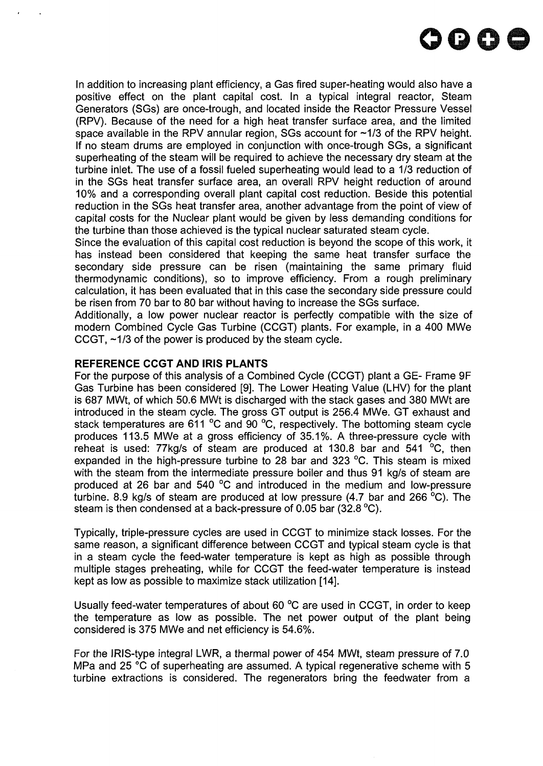In addition to increasing plant efficiency, a Gas fired super-heating would also have a positive effect on the plant capital cost. In a typical integral reactor, Steam Generators (SGs) are once-trough, and located inside the Reactor Pressure Vessel (RPV). Because of the need for a high heat transfer surface area, and the limited space available in the RPV annular region, SGs account for ~1/3 of the RPV height. If no steam drums are employed in conjunction with once-trough SGs, a significant superheating of the steam will be required to achieve the necessary dry steam at the turbine inlet. The use of a fossil fueled superheating would lead to a 1/3 reduction of in the SGs heat transfer surface area, an overall RPV height reduction of around 10% and a corresponding overall plant capital cost reduction. Beside this potential reduction in the SGs heat transfer area, another advantage from the point of view of capital costs for the Nuclear plant would be given by less demanding conditions for the turbine than those achieved is the typical nuclear saturated steam cycle.
Since the evaluation of this capital cost reduction is beyond the scope of this work, it has instead been considered that keeping the same heat transfer surface the secondary side pressure can be risen (maintaining the same primary fluid thermodynamic conditions), so to improve efficiency. From a rough preliminary calculation, it has been evaluated that in this case the secondary side pressure could be risen from 70 bar to 80 bar without having to increase the SGs surface.
Additionally, a low power nuclear reactor is perfectly compatible with the size of modern Combined Cycle Gas Turbine (CCGT) plants. For example, in a 400 MWe CCGT, ~1/3 of the power is produced by the steam cycle.

**REFERENCE CCGT AND IRIS PLANTS**

For the purpose of this analysis of a Combined Cycle (CCGT) plant a GE- Frame 9F Gas Turbine has been considered [9]. The Lower Heating Value (LHV) for the plant is 687 MWt, of which 50.6 MWt is discharged with the stack gases and 380 MWt are introduced in the steam cycle. The gross GT output is 256.4 MWe. GT exhaust and stack temperatures are 611 °C and 90 °C, respectively. The bottoming steam cycle produces 113.5 MWe at a gross efficiency of 35.1%. A three-pressure cycle with reheat is used: 77kg/s of steam are produced at 130.8 bar and 541 °C, then expanded in the high-pressure turbine to 28 bar and 323 °C. This steam is mixed with the steam from the intermediate pressure boiler and thus 91 kg/s of steam are produced at 26 bar and 540 °C and introduced in the medium and low-pressure turbine. 8.9 kg/s of steam are produced at low pressure (4.7 bar and 266 °C). The steam is then condensed at a back-pressure of 0.05 bar (32.8 °C).

Typically, triple-pressure cycles are used in CCGT to minimize stack losses. For the same reason, a significant difference between CCGT and typical steam cycle is that in a steam cycle the feed-water temperature is kept as high as possible through multiple stages preheating, while for CCGT the feed-water temperature is instead kept as low as possible to maximize stack utilization [14].

Usually feed-water temperatures of about 60 °C are used in CCGT, in order to keep the temperature as low as possible. The net power output of the plant being considered is 375 MWe and net efficiency is 54.6%.

For the IRIS-type integral LWR, a thermal power of 454 MWt, steam pressure of 7.0 MPa and 25 °C of superheating are assumed. A typical regenerative scheme with 5 turbine extractions is considered. The regenerators bring the feedwater from a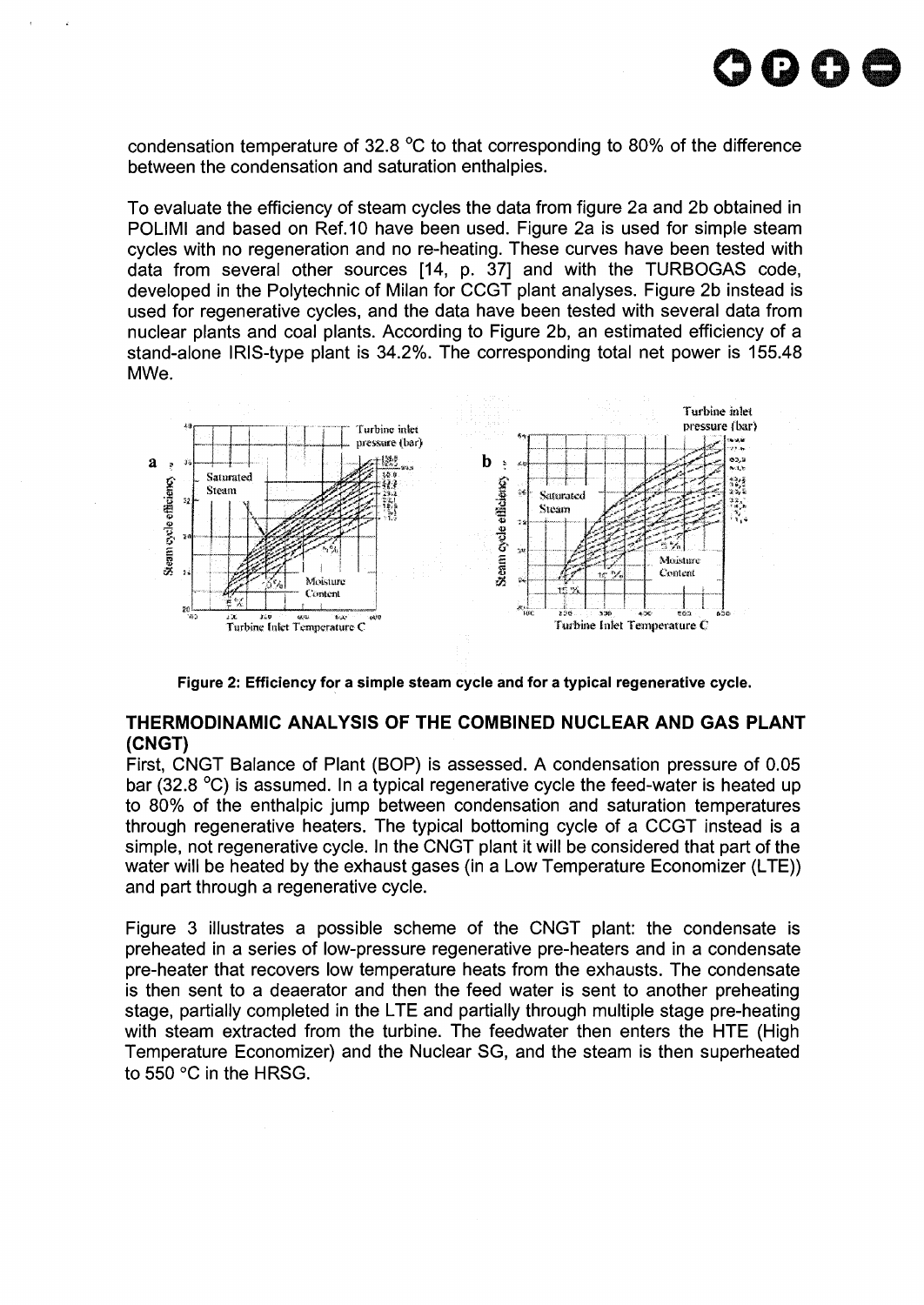condensation temperature of 32.8 °C to that corresponding to 80% of the difference between the condensation and saturation enthalpies.

To evaluate the efficiency of steam cycles the data from figure 2a and 2b obtained in POLIMI and based on Ref.10 have been used. Figure 2a is used for simple steam cycles with no regeneration and no re-heating. These curves have been tested with data from several other sources [14, p. 37] and with the TURBOGAS code, developed in the Polytechnic of Milan for CCGT plant analyses. Figure 2b instead is used for regenerative cycles, and the data have been tested with several data from nuclear plants and coal plants. According to Figure 2b, an estimated efficiency of a stand-alone IRIS-type plant is 34.2%. The corresponding total net power is 155.48 MWe.

**Figure 2: Efficiency for a simple steam cycle and for a typical regenerative cycle.**

## THERMODINAMIC ANALYSIS OF THE COMBINED NUCLEAR AND GAS PLANT (CNGT)

First, CNGT Balance of Plant (BOP) is assessed. A condensation pressure of 0.05 bar (32.8 °C) is assumed. In a typical regenerative cycle the feed-water is heated up to 80% of the enthalpic jump between condensation and saturation temperatures through regenerative heaters. The typical bottoming cycle of a CCGT instead is a simple, not regenerative cycle. In the CNGT plant it will be considered that part of the water will be heated by the exhaust gases (in a Low Temperature Economizer (LTE)) and part through a regenerative cycle.

Figure 3 illustrates a possible scheme of the CNGT plant: the condensate is preheated in a series of low-pressure regenerative pre-heaters and in a condensate pre-heater that recovers low temperature heats from the exhausts. The condensate is then sent to a deaerator and then the feed water is sent to another preheating stage, partially completed in the LTE and partially through multiple stage pre-heating with steam extracted from the turbine. The feedwater then enters the HTE (High Temperature Economizer) and the Nuclear SG, and the steam is then superheated to 550 °C in the HRSG.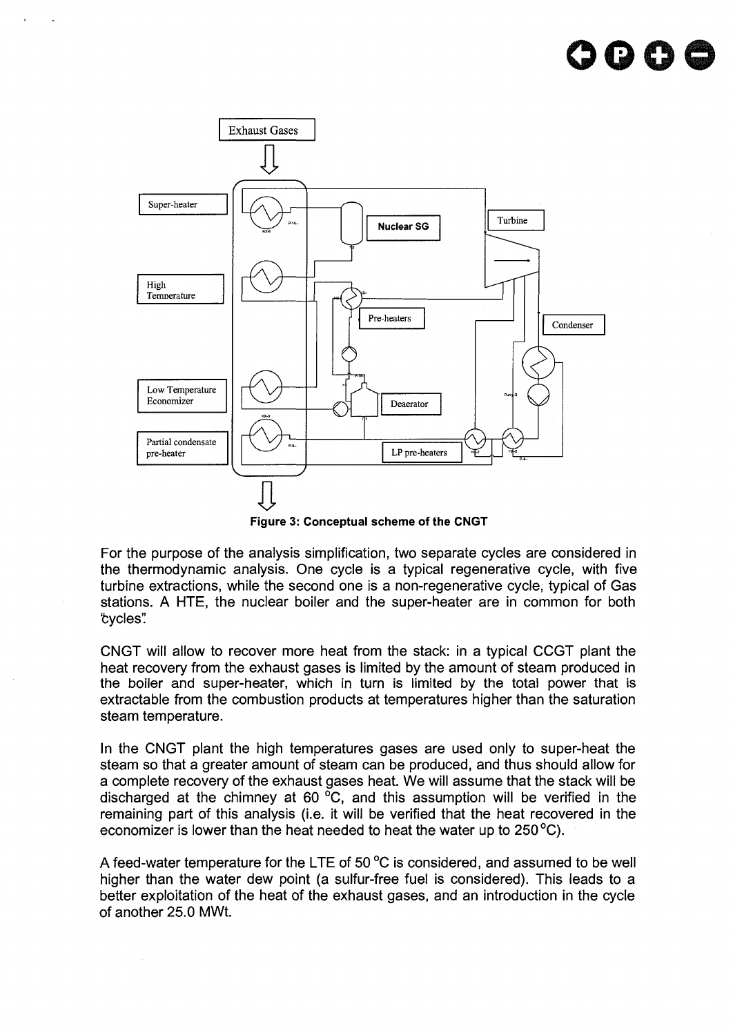**Figure 3: Conceptual scheme of the CNGT**

For the purpose of the analysis simplification, two separate cycles are considered in the thermodynamic analysis. One cycle is a typical regenerative cycle, with five turbine extractions, while the second one is a non-regenerative cycle, typical of Gas stations. A HTE, the nuclear boiler and the super-heater are in common for both "cycles".

CNGT will allow to recover more heat from the stack: in a typical CCGT plant the heat recovery from the exhaust gases is limited by the amount of steam produced in the boiler and super-heater, which in turn is limited by the total power that is extractable from the combustion products at temperatures higher than the saturation steam temperature.

In the CNGT plant the high temperatures gases are used only to super-heat the steam so that a greater amount of steam can be produced, and thus should allow for a complete recovery of the exhaust gases heat. We will assume that the stack will be discharged at the chimney at 60 °C, and this assumption will be verified in the remaining part of this analysis (i.e. it will be verified that the heat recovered in the economizer is lower than the heat needed to heat the water up to 250 °C).

A feed-water temperature for the LTE of 50 °C is considered, and assumed to be well higher than the water dew point (a sulfur-free fuel is considered). This leads to a better exploitation of the heat of the exhaust gases, and an introduction in the cycle of another 25.0 MWt.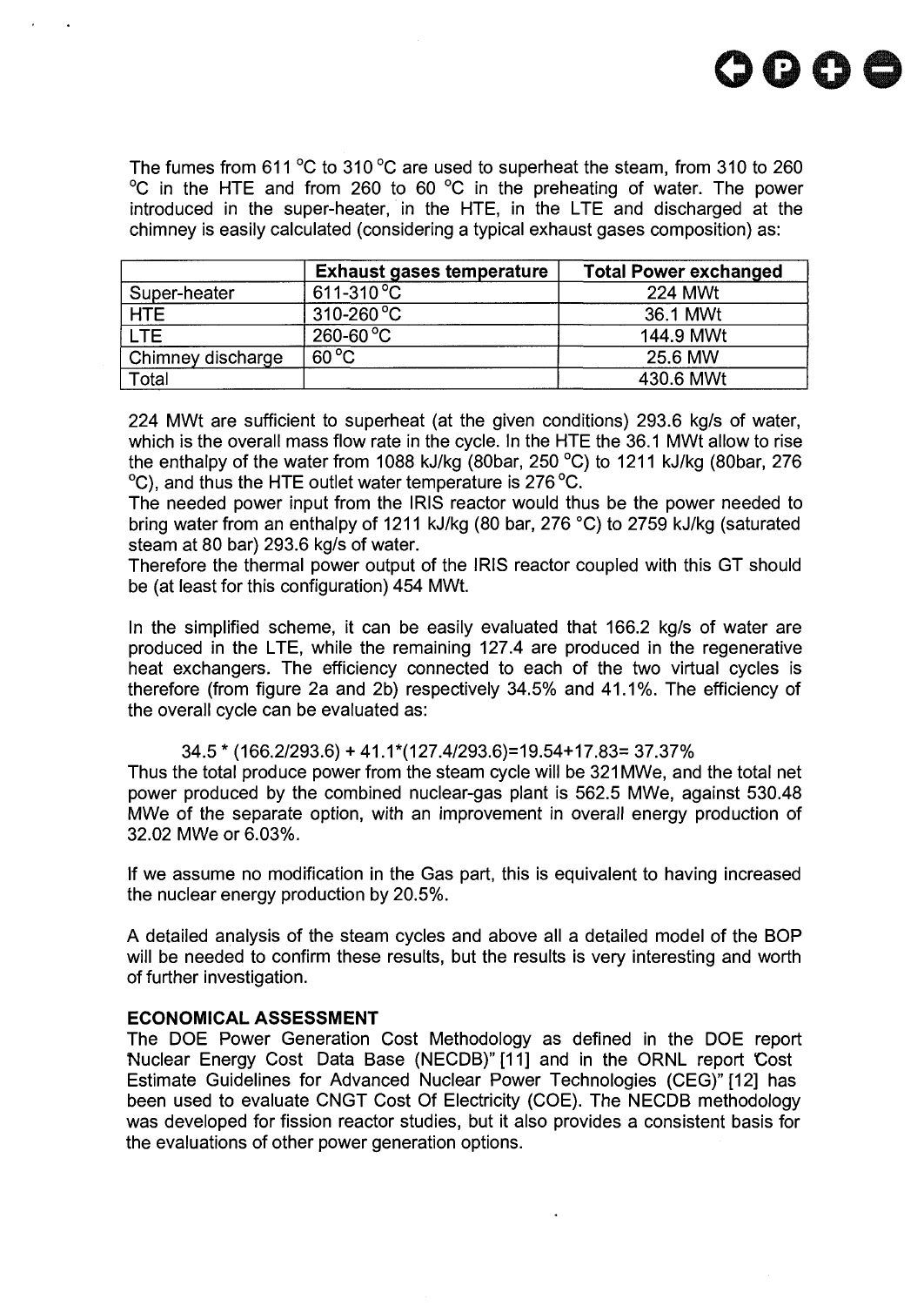The fumes from 611 °C to 310 °C are used to superheat the steam, from 310 to 260 °C in the HTE and from 260 to 60 °C in the preheating of water. The power introduced in the super-heater, in the HTE, in the LTE and discharged at the chimney is easily calculated (considering a typical exhaust gases composition) as:

| | Exhaust gases temperature | Total Power exchanged |
|---|---|---|
| Super-heater | 611-310 °C | 224 MWt |
| HTE | 310-260 °C | 36.1 MWt |
| LTE | 260-60 °C | 144.9 MWt |
| Chimney discharge | 60 °C | 25.6 MW |
| Total | | 430.6 MWt |

224 MWt are sufficient to superheat (at the given conditions) 293.6 kg/s of water, which is the overall mass flow rate in the cycle. In the HTE the 36.1 MWt allow to rise the enthalpy of the water from 1088 kJ/kg (80bar, 250 °C) to 1211 kJ/kg (80bar, 276 °C), and thus the HTE outlet water temperature is 276 °C.
The needed power input from the IRIS reactor would thus be the power needed to bring water from an enthalpy of 1211 kJ/kg (80 bar, 276 °C) to 2759 kJ/kg (saturated steam at 80 bar) 293.6 kg/s of water.
Therefore the thermal power output of the IRIS reactor coupled with this GT should be (at least for this configuration) 454 MWt.

In the simplified scheme, it can be easily evaluated that 166.2 kg/s of water are produced in the LTE, while the remaining 127.4 are produced in the regenerative heat exchangers. The efficiency connected to each of the two virtual cycles is therefore (from figure 2a and 2b) respectively 34.5% and 41.1%. The efficiency of the overall cycle can be evaluated as:

$$34.5 * (166.2/293.6) + 41.1*(127.4/293.6)=19.54+17.83= 37.37\%$$

Thus the total produce power from the steam cycle will be 321MWe, and the total net power produced by the combined nuclear-gas plant is 562.5 MWe, against 530.48 MWe of the separate option, with an improvement in overall energy production of 32.02 MWe or 6.03%.

If we assume no modification in the Gas part, this is equivalent to having increased the nuclear energy production by 20.5%.

A detailed analysis of the steam cycles and above all a detailed model of the BOP will be needed to confirm these results, but the results is very interesting and worth of further investigation.

## ECONOMICAL ASSESSMENT

The DOE Power Generation Cost Methodology as defined in the DOE report "Nuclear Energy Cost Data Base (NECDB)" [11] and in the ORNL report "Cost Estimate Guidelines for Advanced Nuclear Power Technologies (CEG)" [12] has been used to evaluate CNGT Cost Of Electricity (COE). The NECDB methodology was developed for fission reactor studies, but it also provides a consistent basis for the evaluations of other power generation options.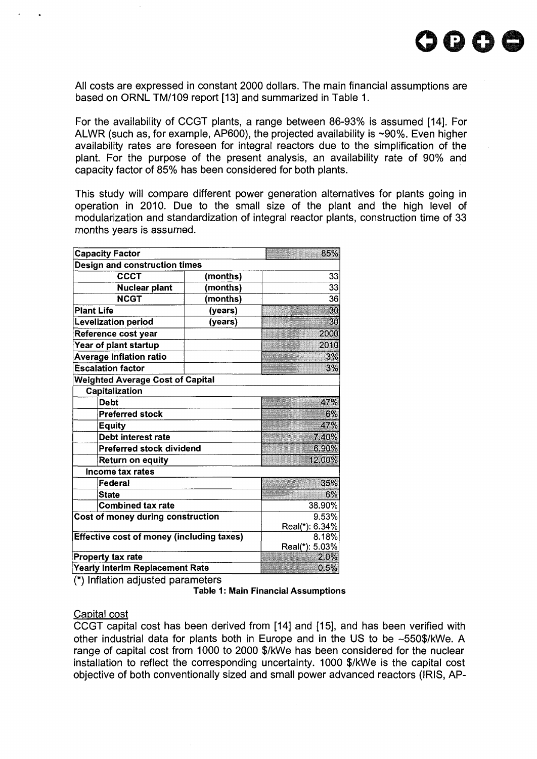All costs are expressed in constant 2000 dollars. The main financial assumptions are based on ORNL TM/109 report [13] and summarized in Table 1.

For the availability of CCGT plants, a range between 86-93% is assumed [14]. For ALWR (such as, for example, AP600), the projected availability is ~90%. Even higher availability rates are foreseen for integral reactors due to the simplification of the plant. For the purpose of the present analysis, an availability rate of 90% and capacity factor of 85% has been considered for both plants.

This study will compare different power generation alternatives for plants going in operation in 2010. Due to the small size of the plant and the high level of modularization and standardization of integral reactor plants, construction time of 33 months years is assumed.

| Capacity Factor | | 85% |
|---|---|---|
| **Design and construction times** | | |
| CCCT | (months) | 33 |
| Nuclear plant | (months) | 33 |
| NCGT | (months) | 36 |
| Plant Life | (years) | 30 |
| Levelization period | (years) | 30 |
| Reference cost year | | 2000 |
| Year of plant startup | | 2010 |
| Average inflation ratio | | 3% |
| Escalation factor | | 3% |
| **Weighted Average Cost of Capital** | | |
| Capitalization | | |
| Debt | | 47% |
| Preferred stock | | 6% |
| Equity | | 47% |
| Debt interest rate | | 7.40% |
| Preferred stock dividend | | 6.90% |
| Return on equity | | 12.00% |
| Income tax rates | | |
| Federal | | 35% |
| State | | 6% |
| Combined tax rate | | 38.90% |
| Cost of money during construction | | 9.53%<br>Real(*): 6.34% |
| Effective cost of money (including taxes) | | 8.18%<br>Real(*): 5.03% |
| Property tax rate | | 2.0% |
| Yearly Interim Replacement Rate | | 0.5% |

(*) Inflation adjusted parameters

**Table 1: Main Financial Assumptions**

## Capital cost

CCGT capital cost has been derived from [14] and [15], and has been verified with other industrial data for plants both in Europe and in the US to be ~550\$/kWe. A range of capital cost from 1000 to 2000 \$/kWe has been considered for the nuclear installation to reflect the corresponding uncertainty. 1000 \$/kWe is the capital cost objective of both conventionally sized and small power advanced reactors (IRIS, AP-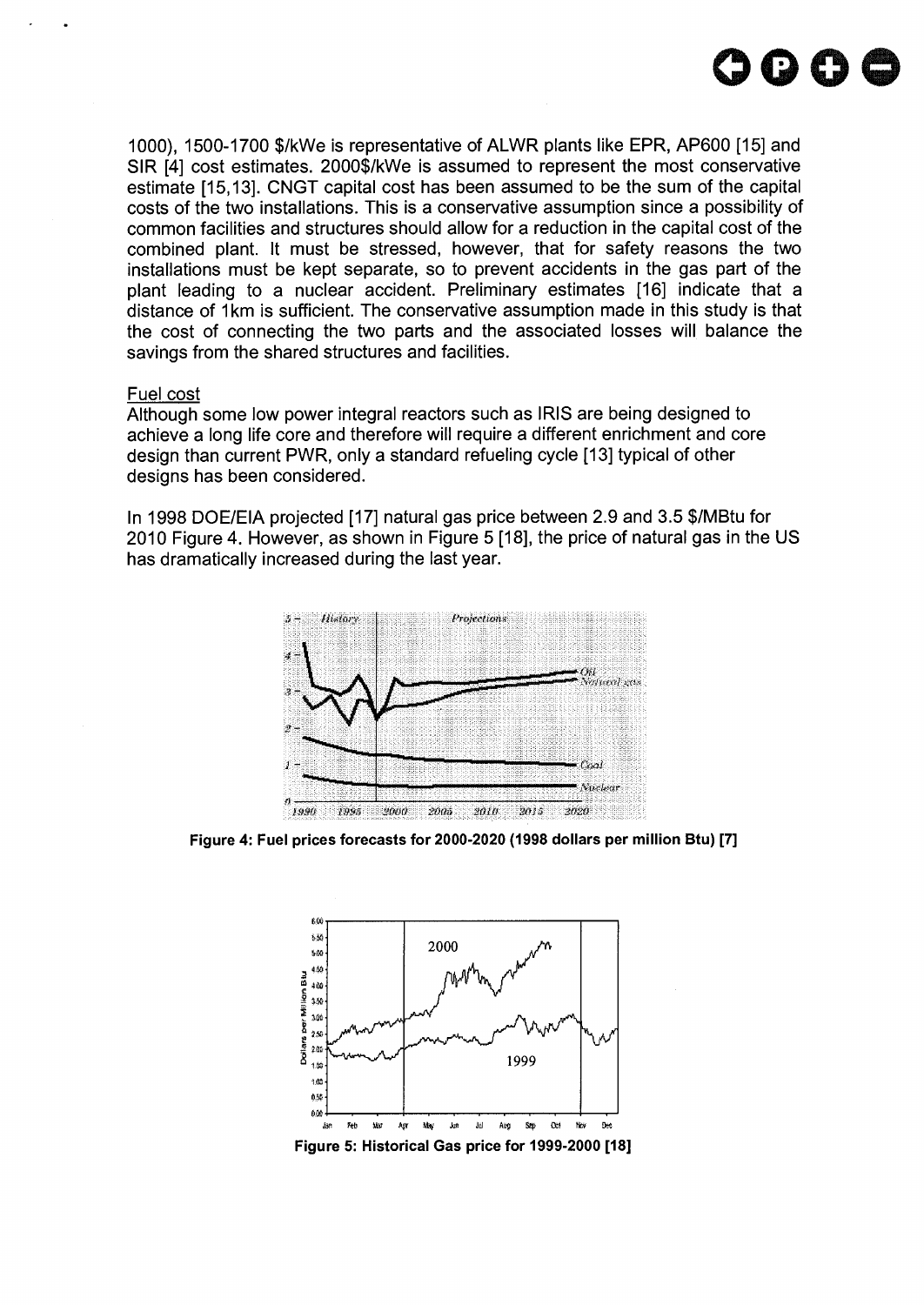1000), 1500-1700 $/kWe is representative of ALWR plants like EPR, AP600 [15] and SIR [4] cost estimates. 2000$/kWe is assumed to represent the most conservative estimate [15,13]. CNGT capital cost has been assumed to be the sum of the capital costs of the two installations. This is a conservative assumption since a possibility of common facilities and structures should allow for a reduction in the capital cost of the combined plant. It must be stressed, however, that for safety reasons the two installations must be kept separate, so to prevent accidents in the gas part of the plant leading to a nuclear accident. Preliminary estimates [16] indicate that a distance of 1km is sufficient. The conservative assumption made in this study is that the cost of connecting the two parts and the associated losses will balance the savings from the shared structures and facilities.

Fuel cost

Although some low power integral reactors such as IRIS are being designed to achieve a long life core and therefore will require a different enrichment and core design than current PWR, only a standard refueling cycle [13] typical of other designs has been considered.

In 1998 DOE/EIA projected [17] natural gas price between 2.9 and 3.5 $/MBtu for 2010 Figure 4. However, as shown in Figure 5 [18], the price of natural gas in the US has dramatically increased during the last year.

**Figure 4: Fuel prices forecasts for 2000-2020 (1998 dollars per million Btu) [7]**

**Figure 5: Historical Gas price for 1999-2000 [18]**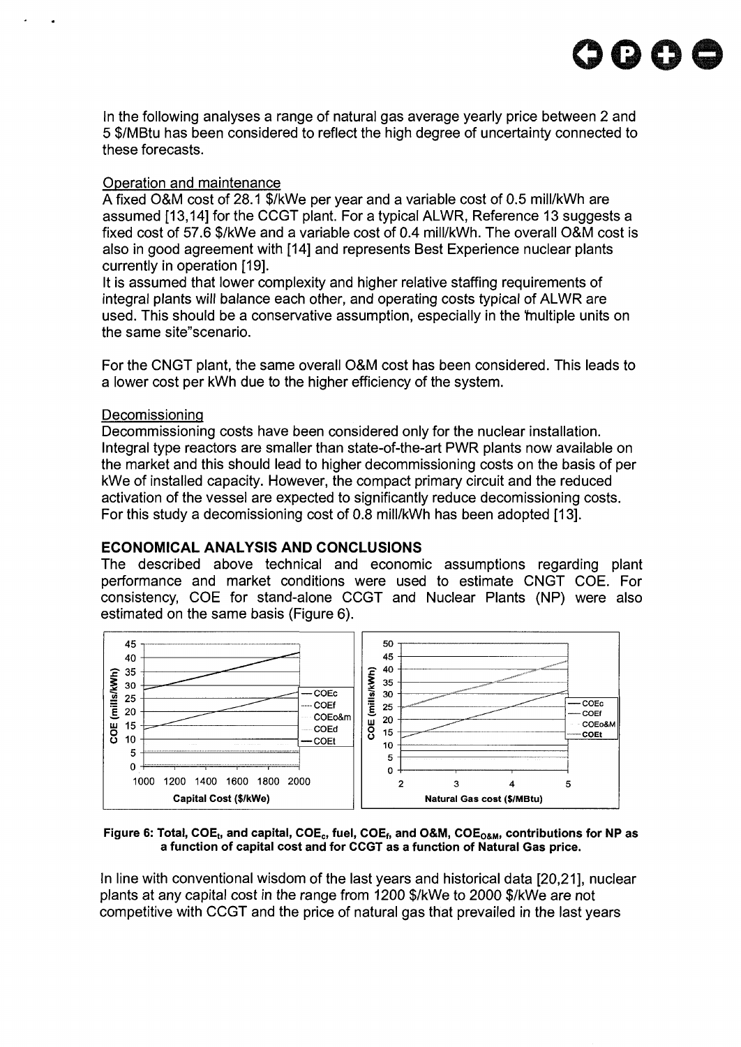In the following analyses a range of natural gas average yearly price between 2 and 5 \$/MBtu has been considered to reflect the high degree of uncertainty connected to these forecasts.

Operation and maintenance

A fixed O&M cost of 28.1 \$/kWe per year and a variable cost of 0.5 mill/kWh are assumed [13,14] for the CCGT plant. For a typical ALWR, Reference 13 suggests a fixed cost of 57.6 \$/kWe and a variable cost of 0.4 mill/kWh. The overall O&M cost is also in good agreement with [14] and represents Best Experience nuclear plants currently in operation [19].

It is assumed that lower complexity and higher relative staffing requirements of integral plants will balance each other, and operating costs typical of ALWR are used. This should be a conservative assumption, especially in the "multiple units on the same site" scenario.

For the CNGT plant, the same overall O&M cost has been considered. This leads to a lower cost per kWh due to the higher efficiency of the system.

Decomissioning

Decommissioning costs have been considered only for the nuclear installation. Integral type reactors are smaller than state-of-the-art PWR plants now available on the market and this should lead to higher decommissioning costs on the basis of per kWe of installed capacity. However, the compact primary circuit and the reduced activation of the vessel are expected to significantly reduce decomissioning costs. For this study a decomissioning cost of 0.8 mill/kWh has been adopted [13].

## ECONOMICAL ANALYSIS AND CONCLUSIONS

The described above technical and economic assumptions regarding plant performance and market conditions were used to estimate CNGT COE. For consistency, COE for stand-alone CCGT and Nuclear Plants (NP) were also estimated on the same basis (Figure 6).

**Figure 6: Total, $COE_t$, and capital, $COE_c$, fuel, $COE_f$, and O&M, $COE_{O\&M}$, contributions for NP as a function of capital cost and for CCGT as a function of Natural Gas price.**

In line with conventional wisdom of the last years and historical data [20,21], nuclear plants at any capital cost in the range from 1200 \$/kWe to 2000 \$/kWe are not competitive with CCGT and the price of natural gas that prevailed in the last years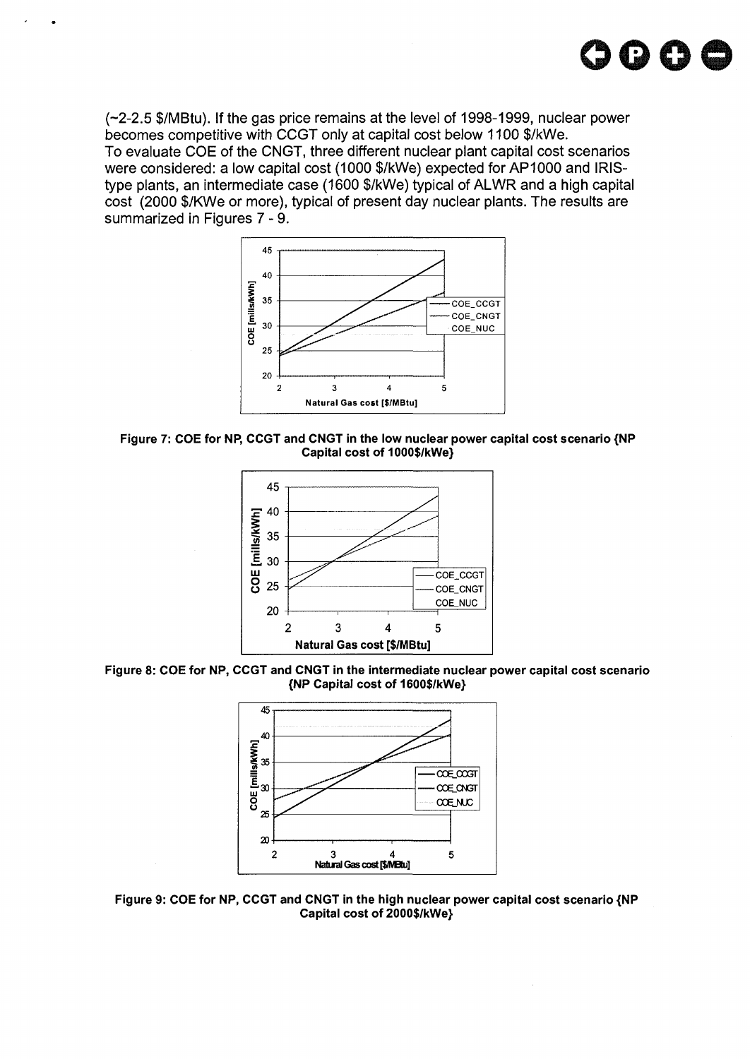(~2-2.5 $/MBtu). If the gas price remains at the level of 1998-1999, nuclear power becomes competitive with CCGT only at capital cost below 1100 $/kWe.
To evaluate COE of the CNGT, three different nuclear plant capital cost scenarios were considered: a low capital cost (1000 $/kWe) expected for AP1000 and IRIS-type plants, an intermediate case (1600 $/kWe) typical of ALWR and a high capital cost (2000 $/KWe or more), typical of present day nuclear plants. The results are summarized in Figures 7 - 9.

**Figure 7: COE for NP, CCGT and CNGT in the low nuclear power capital cost scenario {NP Capital cost of 1000$/kWe}**

**Figure 8: COE for NP, CCGT and CNGT in the intermediate nuclear power capital cost scenario {NP Capital cost of 1600$/kWe}**

**Figure 9: COE for NP, CCGT and CNGT in the high nuclear power capital cost scenario {NP Capital cost of 2000$/kWe}**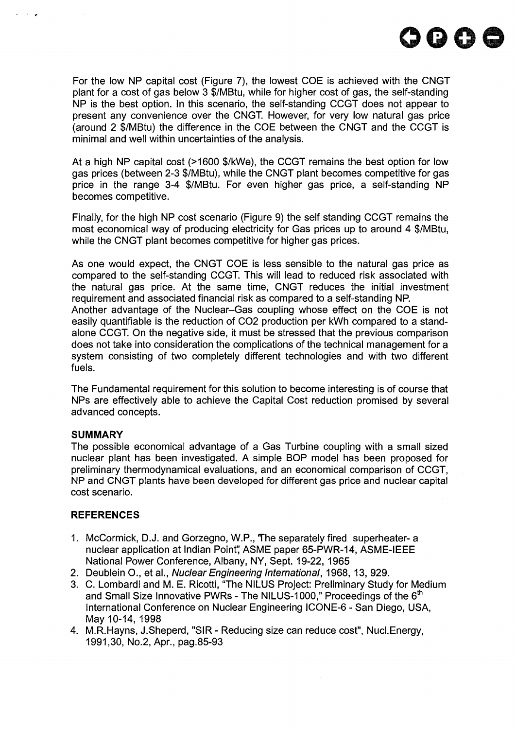For the low NP capital cost (Figure 7), the lowest COE is achieved with the CNGT plant for a cost of gas below 3 $/MBtu, while for higher cost of gas, the self-standing NP is the best option. In this scenario, the self-standing CCGT does not appear to present any convenience over the CNGT. However, for very low natural gas price (around 2 $/MBtu) the difference in the COE between the CNGT and the CCGT is minimal and well within uncertainties of the analysis.

At a high NP capital cost (>1600 $/kWe), the CCGT remains the best option for low gas prices (between 2-3 $/MBtu), while the CNGT plant becomes competitive for gas price in the range 3-4 $/MBtu. For even higher gas price, a self-standing NP becomes competitive.

Finally, for the high NP cost scenario (Figure 9) the self standing CCGT remains the most economical way of producing electricity for Gas prices up to around 4 $/MBtu, while the CNGT plant becomes competitive for higher gas prices.

As one would expect, the CNGT COE is less sensible to the natural gas price as compared to the self-standing CCGT. This will lead to reduced risk associated with the natural gas price. At the same time, CNGT reduces the initial investment requirement and associated financial risk as compared to a self-standing NP.
Another advantage of the Nuclear–Gas coupling whose effect on the COE is not easily quantifiable is the reduction of $CO_2$ production per kWh compared to a stand-alone CCGT. On the negative side, it must be stressed that the previous comparison does not take into consideration the complications of the technical management for a system consisting of two completely different technologies and with two different fuels.

The Fundamental requirement for this solution to become interesting is of course that NPs are effectively able to achieve the Capital Cost reduction promised by several advanced concepts.

## SUMMARY

The possible economical advantage of a Gas Turbine coupling with a small sized nuclear plant has been investigated. A simple BOP model has been proposed for preliminary thermodynamical evaluations, and an economical comparison of CCGT, NP and CNGT plants have been developed for different gas price and nuclear capital cost scenario.

## REFERENCES

1. McCormick, D.J. and Gorzegno, W.P., "The separately fired superheater- a nuclear application at Indian Point", ASME paper 65-PWR-14, ASME-IEEE National Power Conference, Albany, NY, Sept. 19-22, 1965
2. Deublein O., et al., *Nuclear Engineering International*, 1968, 13, 929.
3. C. Lombardi and M. E. Ricotti, "The NILUS Project: Preliminary Study for Medium and Small Size Innovative PWRs - The NILUS-1000," Proceedings of the 6th International Conference on Nuclear Engineering ICONE-6 - San Diego, USA, May 10-14, 1998
4. M.R.Hayns, J.Sheperd, "SIR - Reducing size can reduce cost", Nucl.Energy, 1991,30, No.2, Apr., pag.85-93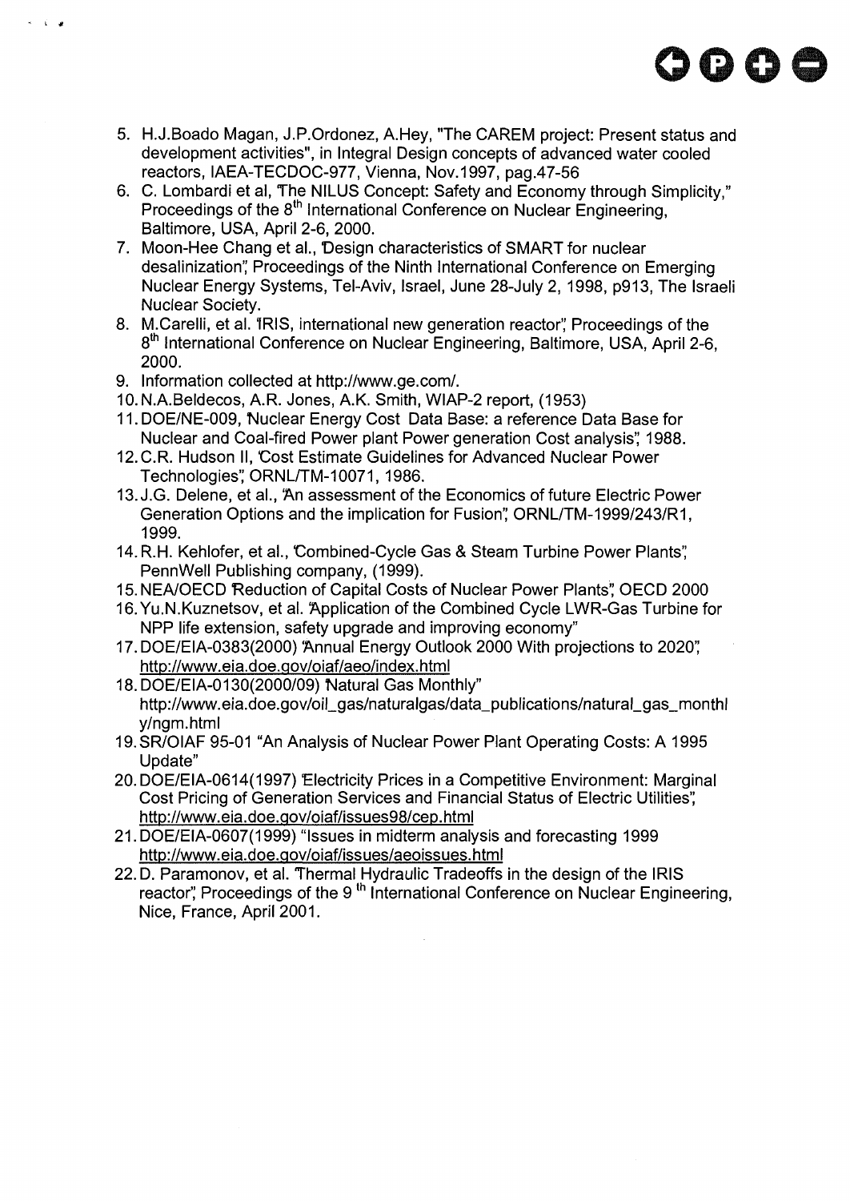5. H.J.Boado Magan, J.P.Ordonez, A.Hey, "The CAREM project: Present status and development activities", in Integral Design concepts of advanced water cooled reactors, IAEA-TECDOC-977, Vienna, Nov.1997, pag.47-56
6. C. Lombardi et al, "The NILUS Concept: Safety and Economy through Simplicity," Proceedings of the 8th International Conference on Nuclear Engineering, Baltimore, USA, April 2-6, 2000.
7. Moon-Hee Chang et al., "Design characteristics of SMART for nuclear desalinization", Proceedings of the Ninth International Conference on Emerging Nuclear Energy Systems, Tel-Aviv, Israel, June 28-July 2, 1998, p913, The Israeli Nuclear Society.
8. M.Carelli, et al. "IRIS, international new generation reactor", Proceedings of the 8th International Conference on Nuclear Engineering, Baltimore, USA, April 2-6, 2000.
9. Information collected at http://www.ge.com/.
10. N.A.Beldecos, A.R. Jones, A.K. Smith, WIAP-2 report, (1953)
11. DOE/NE-009, "Nuclear Energy Cost Data Base: a reference Data Base for Nuclear and Coal-fired Power plant Power generation Cost analysis", 1988.
12. C.R. Hudson II, "Cost Estimate Guidelines for Advanced Nuclear Power Technologies", ORNL/TM-10071, 1986.
13. J.G. Delene, et al., "An assessment of the Economics of future Electric Power Generation Options and the implication for Fusion", ORNL/TM-1999/243/R1, 1999.
14. R.H. Kehlofer, et al., "Combined-Cycle Gas & Steam Turbine Power Plants", PennWell Publishing company, (1999).
15. NEA/OECD "Reduction of Capital Costs of Nuclear Power Plants", OECD 2000
16. Yu.N.Kuznetsov, et al. "Application of the Combined Cycle LWR-Gas Turbine for NPP life extension, safety upgrade and improving economy"
17. DOE/EIA-0383(2000) "Annual Energy Outlook 2000 With projections to 2020", http://www.eia.doe.gov/oiaf/aeo/index.html
18. DOE/EIA-0130(2000/09) "Natural Gas Monthly" http://www.eia.doe.gov/oil_gas/naturalgas/data_publications/natural_gas_monthly/ngm.html
19. SR/OIAF 95-01 "An Analysis of Nuclear Power Plant Operating Costs: A 1995 Update"
20. DOE/EIA-0614(1997) "Electricity Prices in a Competitive Environment: Marginal Cost Pricing of Generation Services and Financial Status of Electric Utilities", http://www.eia.doe.gov/oiaf/issues98/cep.html
21. DOE/EIA-0607(1999) "Issues in midterm analysis and forecasting 1999 http://www.eia.doe.gov/oiaf/issues/aeoissues.html
22. D. Paramonov, et al. "Thermal Hydraulic Tradeoffs in the design of the IRIS reactor", Proceedings of the 9th International Conference on Nuclear Engineering, Nice, France, April 2001.